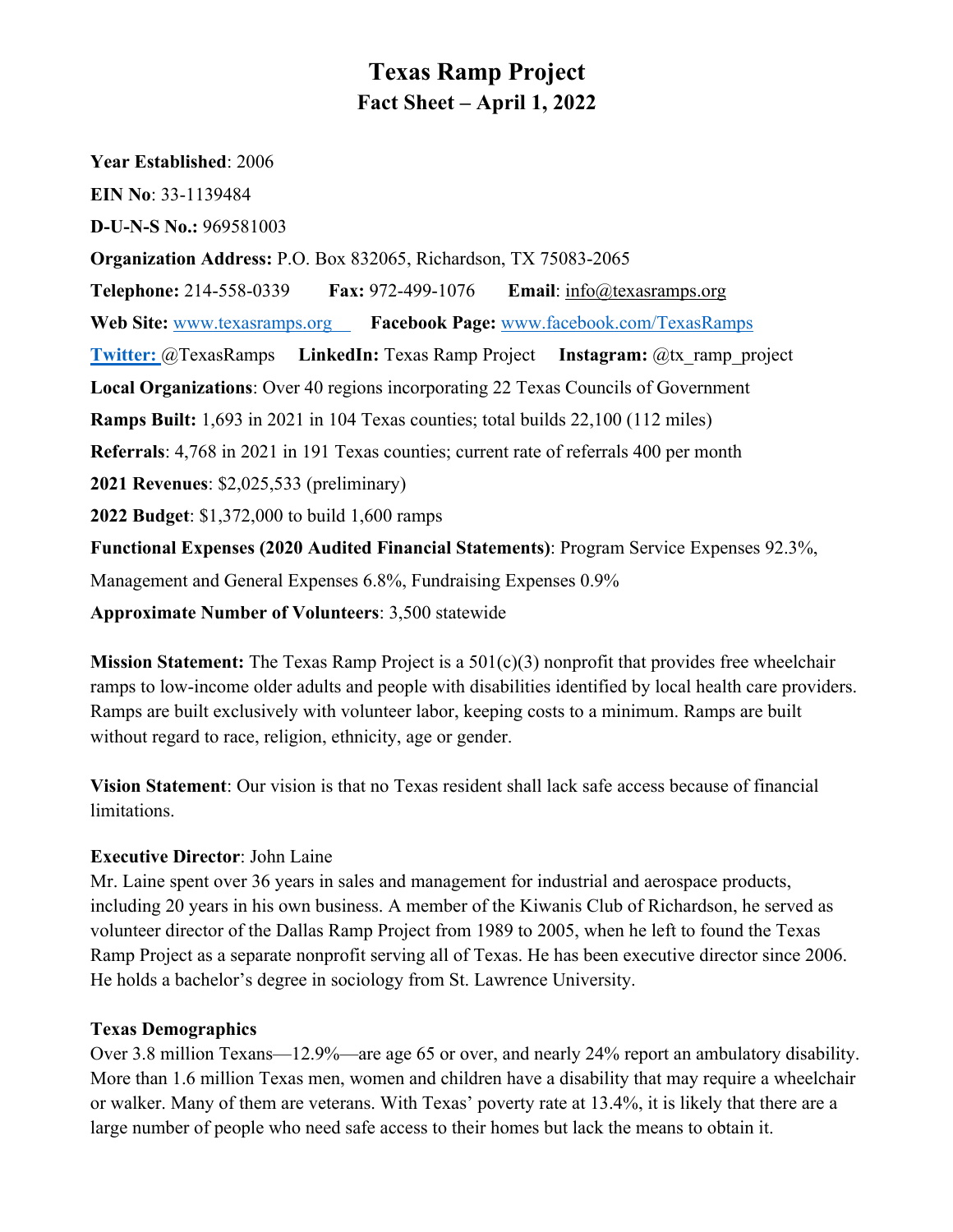# Texas Ramp Project

## Fact Sheet – April 1, 2022

**Year Established**: 2006

**EIN No**: 33-1139484

**D-U-N-S No.:** 969581003

**Organization Address:** P.O. Box 832065, Richardson, TX 75083-2065

**Telephone:** 214-558-0339 **Fax:** 972-499-1076 **Email**: info@texasramps.org

**Web Site:** www.texasramps.org **Facebook Page:** www.facebook.com/TexasRamps

**Twitter:** @TexasRamps **LinkedIn:** Texas Ramp Project **Instagram:** @tx_ramp_project

**Local Organizations**: Over 40 regions incorporating 22 Texas Councils of Government

**Ramps Built:** 1,693 in 2021 in 104 Texas counties; total builds 22,100 (112 miles)

**Referrals**: 4,768 in 2021 in 191 Texas counties; current rate of referrals 400 per month

**2021 Revenues**: $2,025,533 (preliminary)

**2022 Budget**: $1,372,000 to build 1,600 ramps

**Functional Expenses (2020 Audited Financial Statements)**: Program Service Expenses 92.3%, Management and General Expenses 6.8%, Fundraising Expenses 0.9%

**Approximate Number of Volunteers**: 3,500 statewide

**Mission Statement:** The Texas Ramp Project is a 501(c)(3) nonprofit that provides free wheelchair ramps to low-income older adults and people with disabilities identified by local health care providers. Ramps are built exclusively with volunteer labor, keeping costs to a minimum. Ramps are built without regard to race, religion, ethnicity, age or gender.

**Vision Statement**: Our vision is that no Texas resident shall lack safe access because of financial limitations.

**Executive Director**: John Laine

Mr. Laine spent over 36 years in sales and management for industrial and aerospace products, including 20 years in his own business. A member of the Kiwanis Club of Richardson, he served as volunteer director of the Dallas Ramp Project from 1989 to 2005, when he left to found the Texas Ramp Project as a separate nonprofit serving all of Texas. He has been executive director since 2006. He holds a bachelor's degree in sociology from St. Lawrence University.

**Texas Demographics**

Over 3.8 million Texans—12.9%—are age 65 or over, and nearly 24% report an ambulatory disability. More than 1.6 million Texas men, women and children have a disability that may require a wheelchair or walker. Many of them are veterans. With Texas' poverty rate at 13.4%, it is likely that there are a large number of people who need safe access to their homes but lack the means to obtain it.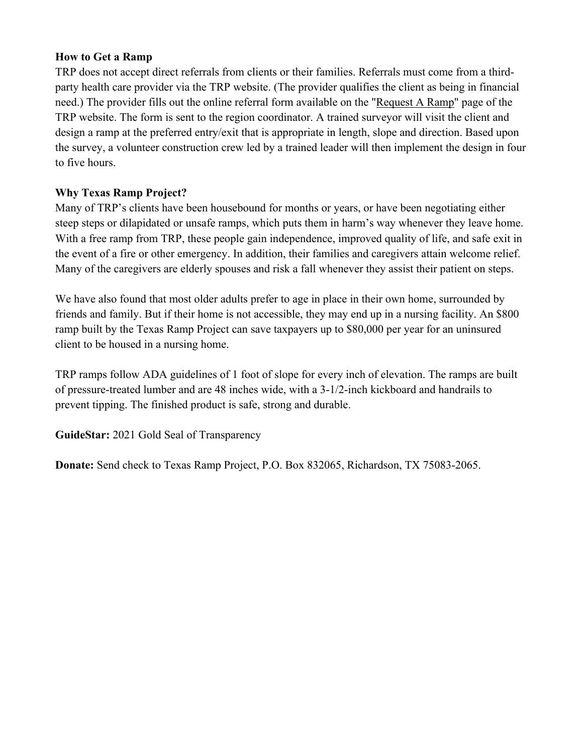**How to Get a Ramp**

TRP does not accept direct referrals from clients or their families. Referrals must come from a third-party health care provider via the TRP website. (The provider qualifies the client as being in financial need.) The provider fills out the online referral form available on the "Request A Ramp" page of the TRP website. The form is sent to the region coordinator. A trained surveyor will visit the client and design a ramp at the preferred entry/exit that is appropriate in length, slope and direction. Based upon the survey, a volunteer construction crew led by a trained leader will then implement the design in four to five hours.

**Why Texas Ramp Project?**

Many of TRP's clients have been housebound for months or years, or have been negotiating either steep steps or dilapidated or unsafe ramps, which puts them in harm's way whenever they leave home. With a free ramp from TRP, these people gain independence, improved quality of life, and safe exit in the event of a fire or other emergency. In addition, their families and caregivers attain welcome relief. Many of the caregivers are elderly spouses and risk a fall whenever they assist their patient on steps.

We have also found that most older adults prefer to age in place in their own home, surrounded by friends and family. But if their home is not accessible, they may end up in a nursing facility. An $800 ramp built by the Texas Ramp Project can save taxpayers up to $80,000 per year for an uninsured client to be housed in a nursing home.

TRP ramps follow ADA guidelines of 1 foot of slope for every inch of elevation. The ramps are built of pressure-treated lumber and are 48 inches wide, with a 3-1/2-inch kickboard and handrails to prevent tipping. The finished product is safe, strong and durable.

**GuideStar:** 2021 Gold Seal of Transparency

**Donate:** Send check to Texas Ramp Project, P.O. Box 832065, Richardson, TX 75083-2065.